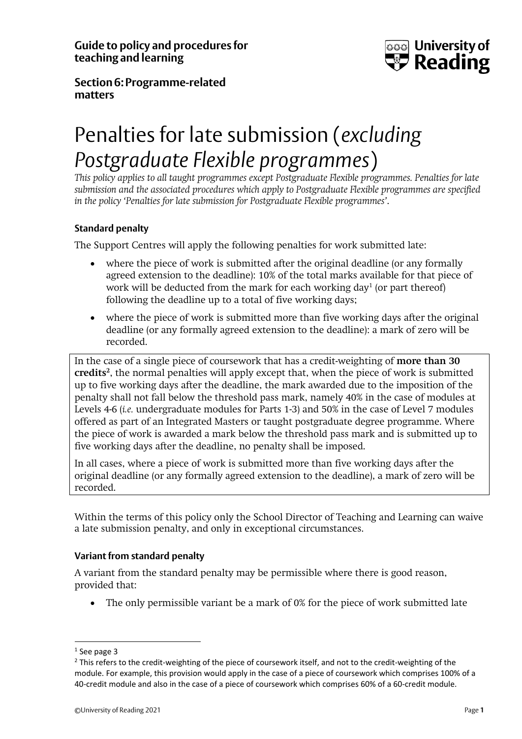**Guide to policy and procedures for teaching and learning**

**Section 6: Programme-related matters**

# Penalties for late submission (*excluding Postgraduate Flexible programmes*)

*This policy applies to all taught programmes except Postgraduate Flexible programmes. Penalties for late submission and the associated procedures which apply to Postgraduate Flexible programmes are specified in the policy 'Penalties for late submission for Postgraduate Flexible programmes'.*

### Standard penalty

The Support Centres will apply the following penalties for work submitted late:

- where the piece of work is submitted after the original deadline (or any formally agreed extension to the deadline): 10% of the total marks available for that piece of work will be deducted from the mark for each working day[1] (or part thereof) following the deadline up to a total of five working days;
- where the piece of work is submitted more than five working days after the original deadline (or any formally agreed extension to the deadline): a mark of zero will be recorded.

In the case of a single piece of coursework that has a credit-weighting of **more than 30 credits**[2], the normal penalties will apply except that, when the piece of work is submitted up to five working days after the deadline, the mark awarded due to the imposition of the penalty shall not fall below the threshold pass mark, namely 40% in the case of modules at Levels 4-6 (*i.e.* undergraduate modules for Parts 1-3) and 50% in the case of Level 7 modules offered as part of an Integrated Masters or taught postgraduate degree programme. Where the piece of work is awarded a mark below the threshold pass mark and is submitted up to five working days after the deadline, no penalty shall be imposed.

In all cases, where a piece of work is submitted more than five working days after the original deadline (or any formally agreed extension to the deadline), a mark of zero will be recorded.

Within the terms of this policy only the School Director of Teaching and Learning can waive a late submission penalty, and only in exceptional circumstances.

### Variant from standard penalty

A variant from the standard penalty may be permissible where there is good reason, provided that:

- The only permissible variant be a mark of 0% for the piece of work submitted late

---

[1] See page 3

[2] This refers to the credit-weighting of the piece of coursework itself, and not to the credit-weighting of the module. For example, this provision would apply in the case of a piece of coursework which comprises 100% of a 40-credit module and also in the case of a piece of coursework which comprises 60% of a 60-credit module.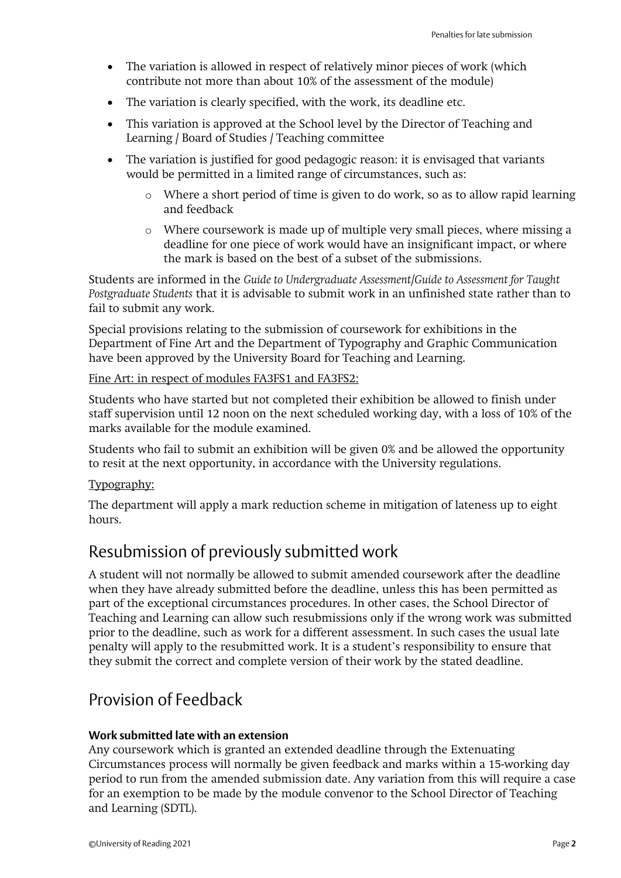- The variation is allowed in respect of relatively minor pieces of work (which contribute not more than about 10% of the assessment of the module)
- The variation is clearly specified, with the work, its deadline etc.
- This variation is approved at the School level by the Director of Teaching and Learning / Board of Studies / Teaching committee
- The variation is justified for good pedagogic reason: it is envisaged that variants would be permitted in a limited range of circumstances, such as:
    - Where a short period of time is given to do work, so as to allow rapid learning and feedback
    - Where coursework is made up of multiple very small pieces, where missing a deadline for one piece of work would have an insignificant impact, or where the mark is based on the best of a subset of the submissions.

Students are informed in the *Guide to Undergraduate Assessment/Guide to Assessment for Taught Postgraduate Students* that it is advisable to submit work in an unfinished state rather than to fail to submit any work.

Special provisions relating to the submission of coursework for exhibitions in the Department of Fine Art and the Department of Typography and Graphic Communication have been approved by the University Board for Teaching and Learning.

<u>Fine Art: in respect of modules FA3FS1 and FA3FS2:</u>

Students who have started but not completed their exhibition be allowed to finish under staff supervision until 12 noon on the next scheduled working day, with a loss of 10% of the marks available for the module examined.

Students who fail to submit an exhibition will be given 0% and be allowed the opportunity to resit at the next opportunity, in accordance with the University regulations.

<u>Typography:</u>

The department will apply a mark reduction scheme in mitigation of lateness up to eight hours.

## Resubmission of previously submitted work

A student will not normally be allowed to submit amended coursework after the deadline when they have already submitted before the deadline, unless this has been permitted as part of the exceptional circumstances procedures. In other cases, the School Director of Teaching and Learning can allow such resubmissions only if the wrong work was submitted prior to the deadline, such as work for a different assessment. In such cases the usual late penalty will apply to the resubmitted work. It is a student's responsibility to ensure that they submit the correct and complete version of their work by the stated deadline.

## Provision of Feedback

#### Work submitted late with an extension

Any coursework which is granted an extended deadline through the Extenuating Circumstances process will normally be given feedback and marks within a 15-working day period to run from the amended submission date. Any variation from this will require a case for an exemption to be made by the module convenor to the School Director of Teaching and Learning (SDTL).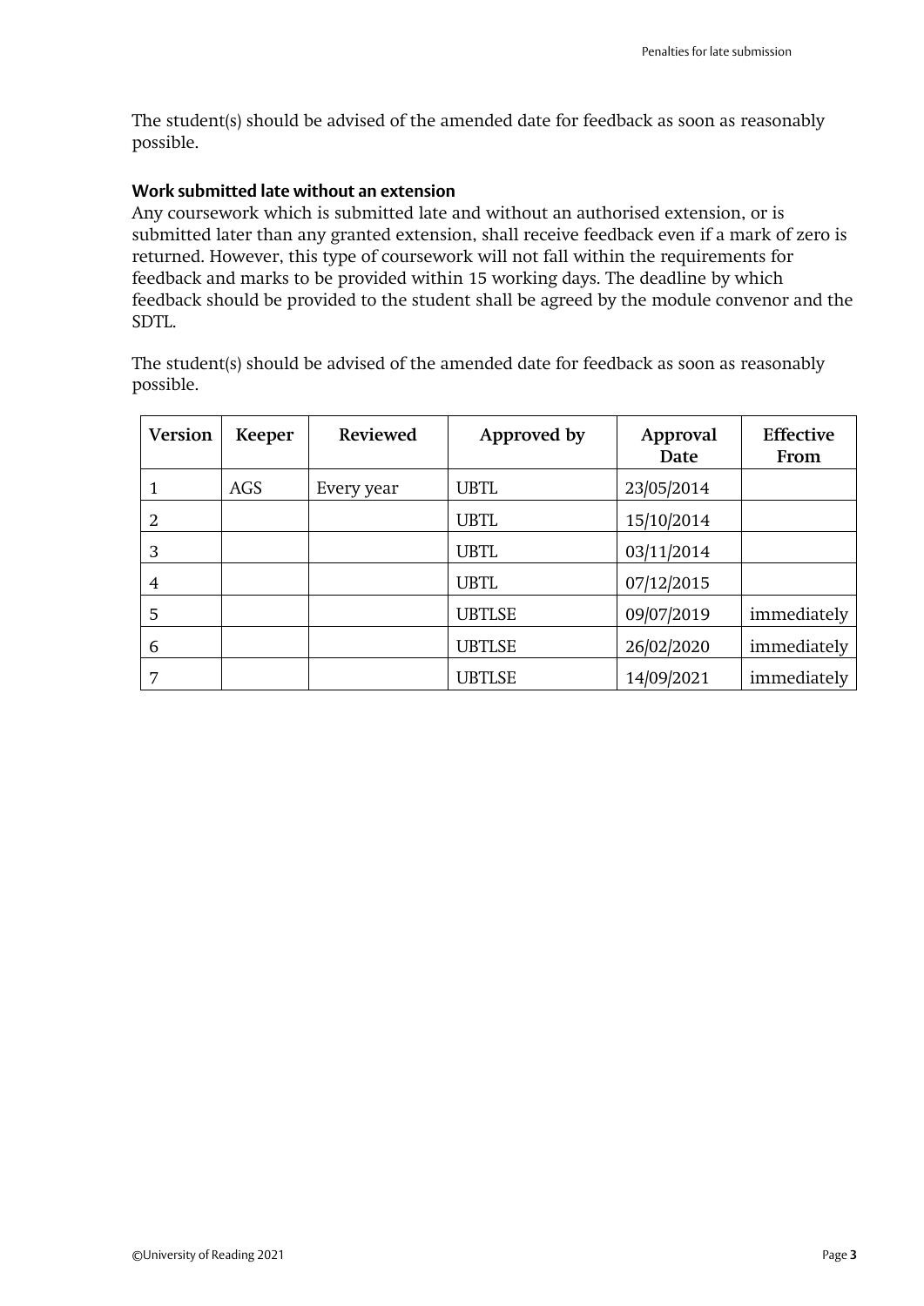The student(s) should be advised of the amended date for feedback as soon as reasonably possible.

### Work submitted late without an extension

Any coursework which is submitted late and without an authorised extension, or is submitted later than any granted extension, shall receive feedback even if a mark of zero is returned. However, this type of coursework will not fall within the requirements for feedback and marks to be provided within 15 working days. The deadline by which feedback should be provided to the student shall be agreed by the module convenor and the SDTL.

The student(s) should be advised of the amended date for feedback as soon as reasonably possible.

| Version | Keeper | Reviewed | Approved by | Approval Date | Effective From |
|---|---|---|---|---|---|
| 1 | AGS | Every year | UBTL | 23/05/2014 | |
| 2 | | | UBTL | 15/10/2014 | |
| 3 | | | UBTL | 03/11/2014 | |
| 4 | | | UBTL | 07/12/2015 | |
| 5 | | | UBTLSE | 09/07/2019 | immediately |
| 6 | | | UBTLSE | 26/02/2020 | immediately |
| 7 | | | UBTLSE | 14/09/2021 | immediately |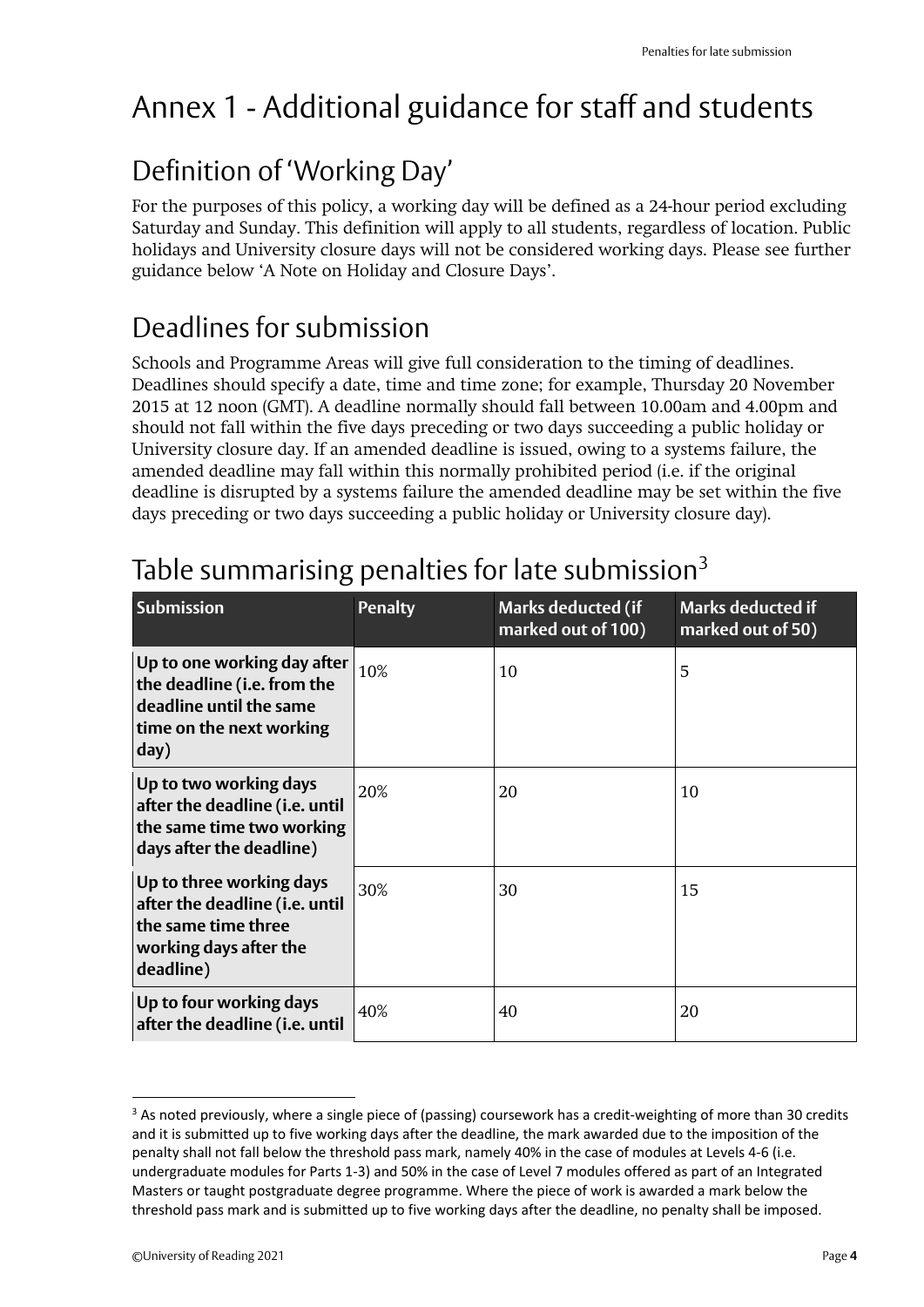# Annex 1 - Additional guidance for staff and students

## Definition of 'Working Day'

For the purposes of this policy, a working day will be defined as a 24-hour period excluding Saturday and Sunday. This definition will apply to all students, regardless of location. Public holidays and University closure days will not be considered working days. Please see further guidance below 'A Note on Holiday and Closure Days'.

## Deadlines for submission

Schools and Programme Areas will give full consideration to the timing of deadlines. Deadlines should specify a date, time and time zone; for example, Thursday 20 November 2015 at 12 noon (GMT). A deadline normally should fall between 10.00am and 4.00pm and should not fall within the five days preceding or two days succeeding a public holiday or University closure day. If an amended deadline is issued, owing to a systems failure, the amended deadline may fall within this normally prohibited period (i.e. if the original deadline is disrupted by a systems failure the amended deadline may be set within the five days preceding or two days succeeding a public holiday or University closure day).

## Table summarising penalties for late submission[3]

| Submission | Penalty | Marks deducted (if marked out of 100) | Marks deducted if marked out of 50) |
|---|---|---|---|
| **Up to one working day after the deadline (i.e. from the deadline until the same time on the next working day)** | 10% | 10 | 5 |
| **Up to two working days after the deadline (i.e. until the same time two working days after the deadline)** | 20% | 20 | 10 |
| **Up to three working days after the deadline (i.e. until the same time three working days after the deadline)** | 30% | 30 | 15 |
| **Up to four working days after the deadline (i.e. until** | 40% | 40 | 20 |

[3] As noted previously, where a single piece of (passing) coursework has a credit-weighting of more than 30 credits and it is submitted up to five working days after the deadline, the mark awarded due to the imposition of the penalty shall not fall below the threshold pass mark, namely 40% in the case of modules at Levels 4-6 (i.e. undergraduate modules for Parts 1-3) and 50% in the case of Level 7 modules offered as part of an Integrated Masters or taught postgraduate degree programme. Where the piece of work is awarded a mark below the threshold pass mark and is submitted up to five working days after the deadline, no penalty shall be imposed.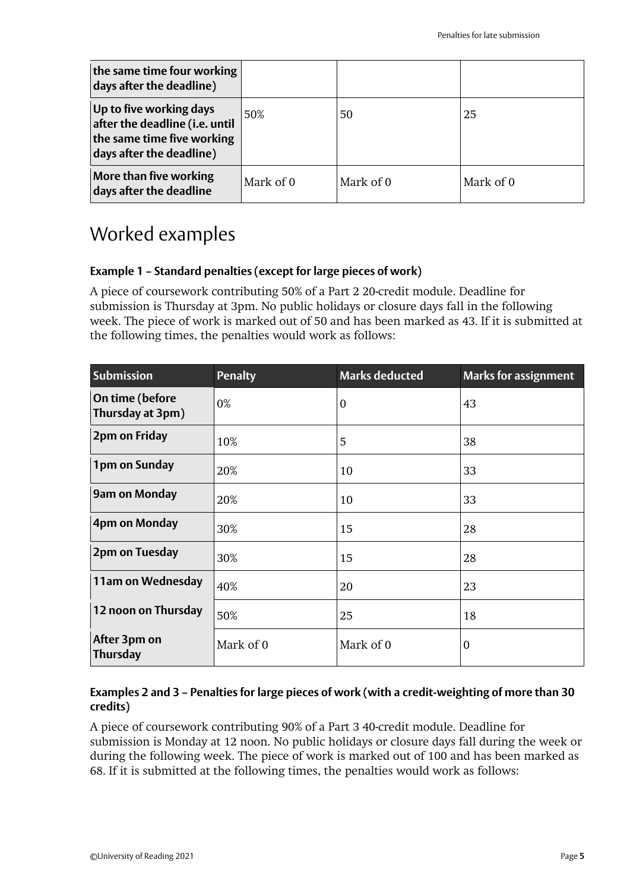| the same time four working days after the deadline) | | | |
|---|---|---|---|
| **Up to five working days after the deadline (i.e. until the same time five working days after the deadline)** | 50% | 50 | 25 |
| **More than five working days after the deadline** | Mark of 0 | Mark of 0 | Mark of 0 |

## Worked examples

### Example 1 – Standard penalties (except for large pieces of work)

A piece of coursework contributing 50% of a Part 2 20-credit module. Deadline for submission is Thursday at 3pm. No public holidays or closure days fall in the following week. The piece of work is marked out of 50 and has been marked as 43. If it is submitted at the following times, the penalties would work as follows:

| Submission | Penalty | Marks deducted | Marks for assignment |
|---|---|---|---|
| **On time (before Thursday at 3pm)** | 0% | 0 | 43 |
| **2pm on Friday** | 10% | 5 | 38 |
| **1pm on Sunday** | 20% | 10 | 33 |
| **9am on Monday** | 20% | 10 | 33 |
| **4pm on Monday** | 30% | 15 | 28 |
| **2pm on Tuesday** | 30% | 15 | 28 |
| **11am on Wednesday** | 40% | 20 | 23 |
| **12 noon on Thursday** | 50% | 25 | 18 |
| **After 3pm on Thursday** | Mark of 0 | Mark of 0 | 0 |

### Examples 2 and 3 – Penalties for large pieces of work (with a credit-weighting of more than 30 credits)

A piece of coursework contributing 90% of a Part 3 40-credit module. Deadline for submission is Monday at 12 noon. No public holidays or closure days fall during the week or during the following week. The piece of work is marked out of 100 and has been marked as 68. If it is submitted at the following times, the penalties would work as follows: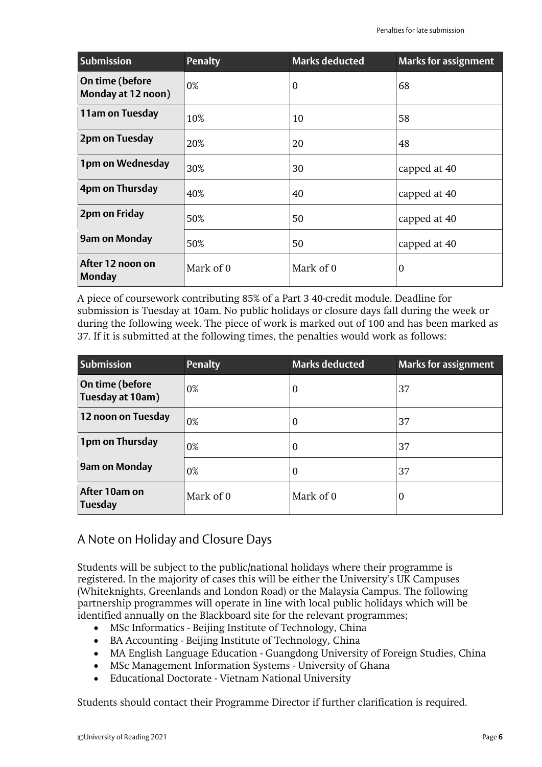| Submission | Penalty | Marks deducted | Marks for assignment |
|---|---|---|---|
| **On time (before Monday at 12 noon)** | 0% | 0 | 68 |
| **11am on Tuesday** | 10% | 10 | 58 |
| **2pm on Tuesday** | 20% | 20 | 48 |
| **1pm on Wednesday** | 30% | 30 | capped at 40 |
| **4pm on Thursday** | 40% | 40 | capped at 40 |
| **2pm on Friday** | 50% | 50 | capped at 40 |
| **9am on Monday** | 50% | 50 | capped at 40 |
| **After 12 noon on Monday** | Mark of 0 | Mark of 0 | 0 |

A piece of coursework contributing 85% of a Part 3 40-credit module. Deadline for submission is Tuesday at 10am. No public holidays or closure days fall during the week or during the following week. The piece of work is marked out of 100 and has been marked as 37. If it is submitted at the following times, the penalties would work as follows:

| Submission | Penalty | Marks deducted | Marks for assignment |
|---|---|---|---|
| **On time (before Tuesday at 10am)** | 0% | 0 | 37 |
| **12 noon on Tuesday** | 0% | 0 | 37 |
| **1pm on Thursday** | 0% | 0 | 37 |
| **9am on Monday** | 0% | 0 | 37 |
| **After 10am on Tuesday** | Mark of 0 | Mark of 0 | 0 |

## A Note on Holiday and Closure Days

Students will be subject to the public/national holidays where their programme is registered. In the majority of cases this will be either the University's UK Campuses (Whiteknights, Greenlands and London Road) or the Malaysia Campus. The following partnership programmes will operate in line with local public holidays which will be identified annually on the Blackboard site for the relevant programmes;

- MSc Informatics - Beijing Institute of Technology, China
- BA Accounting - Beijing Institute of Technology, China
- MA English Language Education - Guangdong University of Foreign Studies, China
- MSc Management Information Systems - University of Ghana
- Educational Doctorate - Vietnam National University

Students should contact their Programme Director if further clarification is required.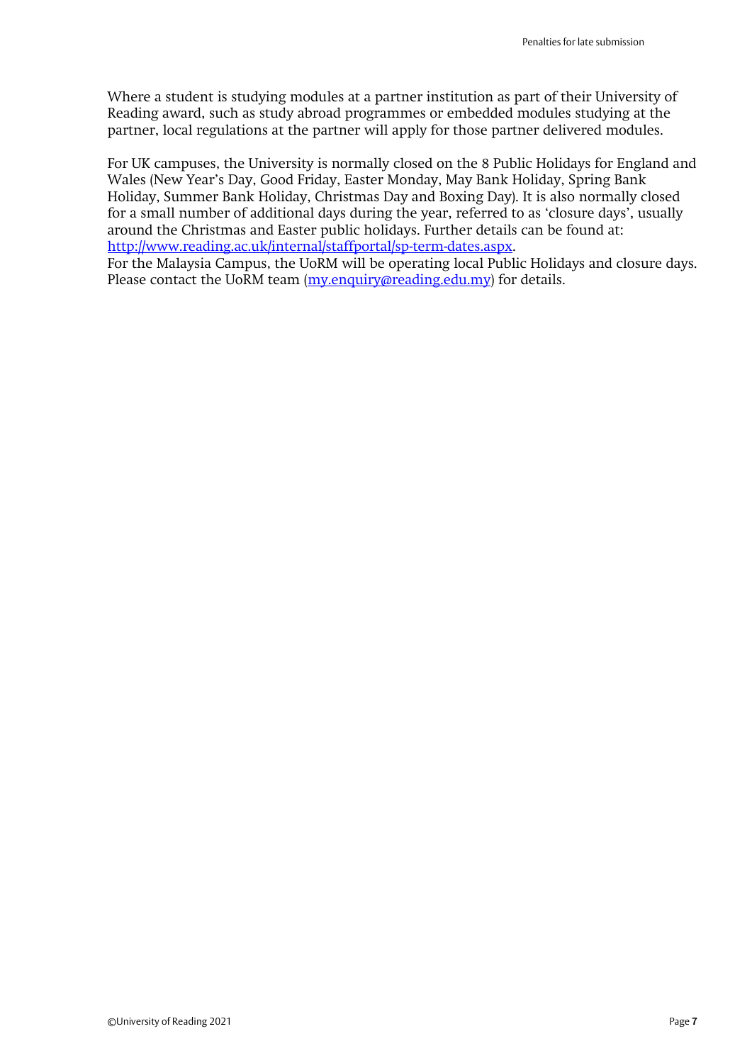Where a student is studying modules at a partner institution as part of their University of Reading award, such as study abroad programmes or embedded modules studying at the partner, local regulations at the partner will apply for those partner delivered modules.

For UK campuses, the University is normally closed on the 8 Public Holidays for England and Wales (New Year's Day, Good Friday, Easter Monday, May Bank Holiday, Spring Bank Holiday, Summer Bank Holiday, Christmas Day and Boxing Day). It is also normally closed for a small number of additional days during the year, referred to as 'closure days', usually around the Christmas and Easter public holidays. Further details can be found at: [http://www.reading.ac.uk/internal/staffportal/sp-term-dates.aspx](http://www.reading.ac.uk/internal/staffportal/sp-term-dates.aspx).
For the Malaysia Campus, the UoRM will be operating local Public Holidays and closure days. Please contact the UoRM team ([my.enquiry@reading.edu.my](mailto:my.enquiry@reading.edu.my)) for details.